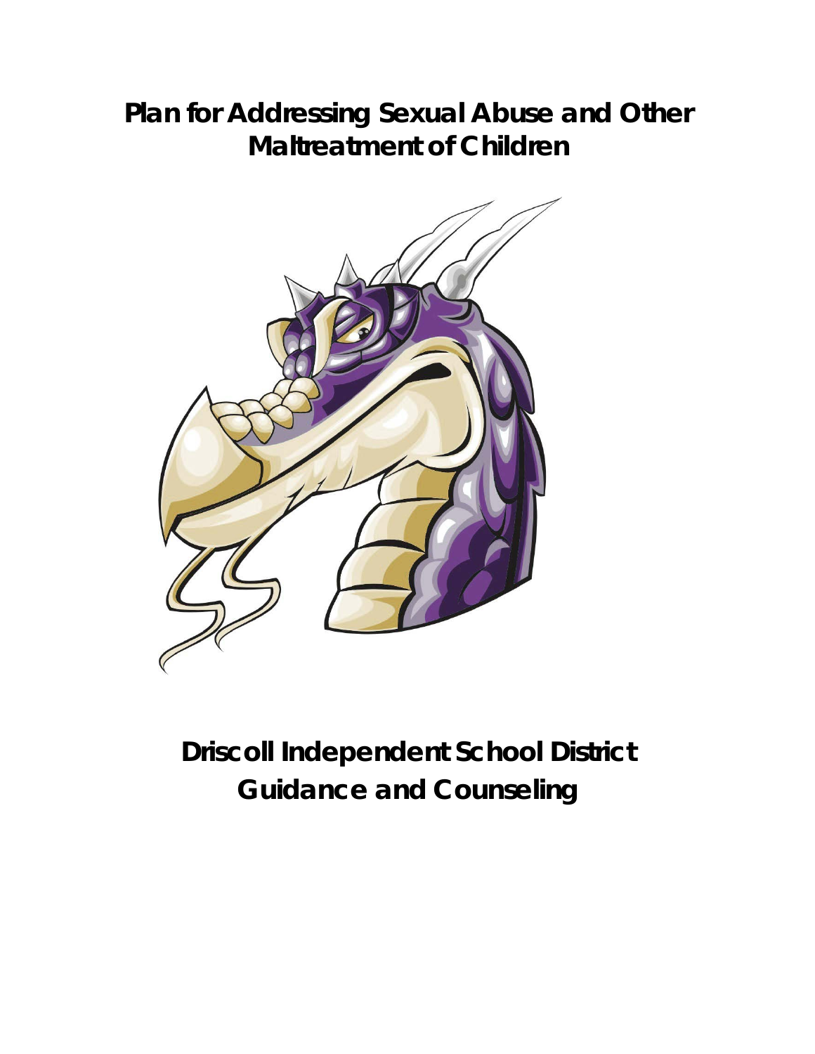# Plan for Addressing Sexual Abuse and Other Maltreatment of Children

## Driscoll Independent School District
## Guidance and Counseling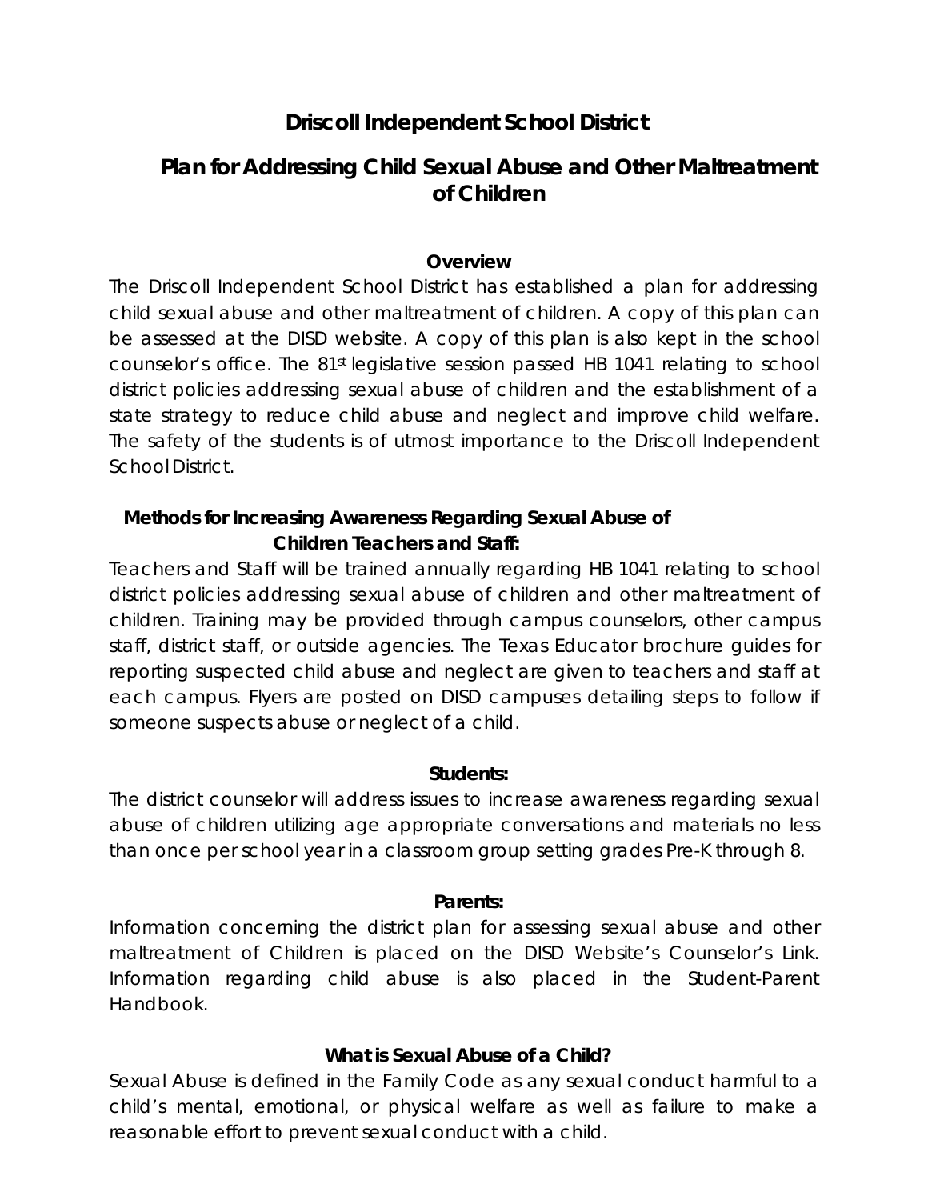# Driscoll Independent School District

## Plan for Addressing Child Sexual Abuse and Other Maltreatment of Children

### Overview

The Driscoll Independent School District has established a plan for addressing child sexual abuse and other maltreatment of children. A copy of this plan can be assessed at the DISD website. A copy of this plan is also kept in the school counselor's office. The 81st legislative session passed HB 1041 relating to school district policies addressing sexual abuse of children and the establishment of a state strategy to reduce child abuse and neglect and improve child welfare. The safety of the students is of utmost importance to the Driscoll Independent School District.

### Methods for Increasing Awareness Regarding Sexual Abuse of Children Teachers and Staff:

Teachers and Staff will be trained annually regarding HB 1041 relating to school district policies addressing sexual abuse of children and other maltreatment of children. Training may be provided through campus counselors, other campus staff, district staff, or outside agencies. The Texas Educator brochure guides for reporting suspected child abuse and neglect are given to teachers and staff at each campus. Flyers are posted on DISD campuses detailing steps to follow if someone suspects abuse or neglect of a child.

### Students:

The district counselor will address issues to increase awareness regarding sexual abuse of children utilizing age appropriate conversations and materials no less than once per school year in a classroom group setting grades Pre-K through 8.

### Parents:

Information concerning the district plan for assessing sexual abuse and other maltreatment of Children is placed on the DISD Website's Counselor's Link. Information regarding child abuse is also placed in the Student-Parent Handbook.

### What is Sexual Abuse of a Child?

Sexual Abuse is defined in the Family Code as any sexual conduct harmful to a child's mental, emotional, or physical welfare as well as failure to make a reasonable effort to prevent sexual conduct with a child.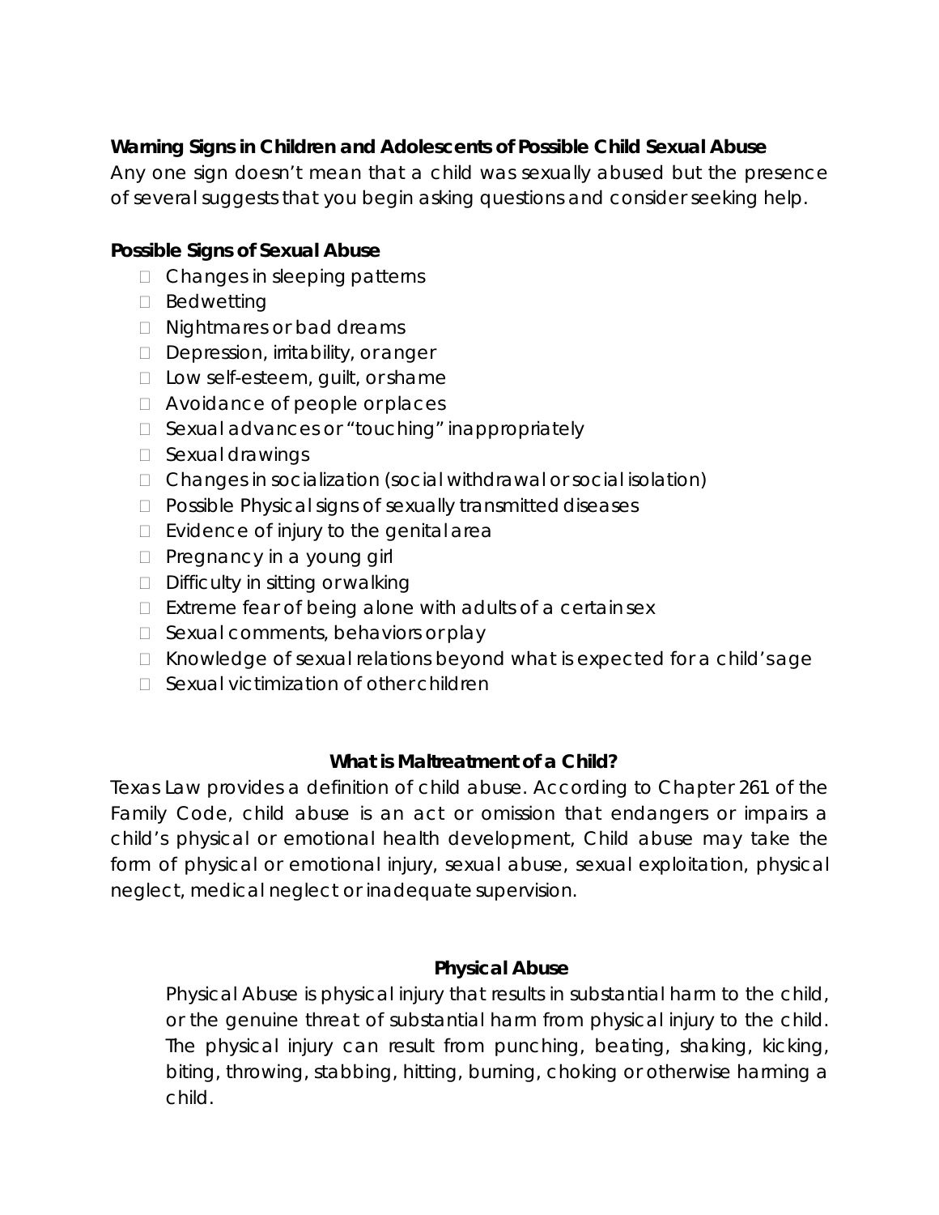**Warning Signs in Children and Adolescents of Possible Child Sexual Abuse**

Any one sign doesn't mean that a child was sexually abused but the presence of several suggests that you begin asking questions and consider seeking help.

**Possible Signs of Sexual Abuse**

- Changes in sleeping patterns
- Bedwetting
- Nightmares or bad dreams
- Depression, irritability, or anger
- Low self-esteem, guilt, or shame
- Avoidance of people or places
- Sexual advances or "touching" inappropriately
- Sexual drawings
- Changes in socialization (social withdrawal or social isolation)
- Possible Physical signs of sexually transmitted diseases
- Evidence of injury to the genital area
- Pregnancy in a young girl
- Difficulty in sitting or walking
- Extreme fear of being alone with adults of a certain sex
- Sexual comments, behaviors or play
- Knowledge of sexual relations beyond what is expected for a child's age
- Sexual victimization of other children

**What is Maltreatment of a Child?**

Texas Law provides a definition of child abuse. According to Chapter 261 of the Family Code, child abuse is an act or omission that endangers or impairs a child's physical or emotional health development, Child abuse may take the form of physical or emotional injury, sexual abuse, sexual exploitation, physical neglect, medical neglect or inadequate supervision.

**Physical Abuse**

Physical Abuse is physical injury that results in substantial harm to the child, or the genuine threat of substantial harm from physical injury to the child. The physical injury can result from punching, beating, shaking, kicking, biting, throwing, stabbing, hitting, burning, choking or otherwise harming a child.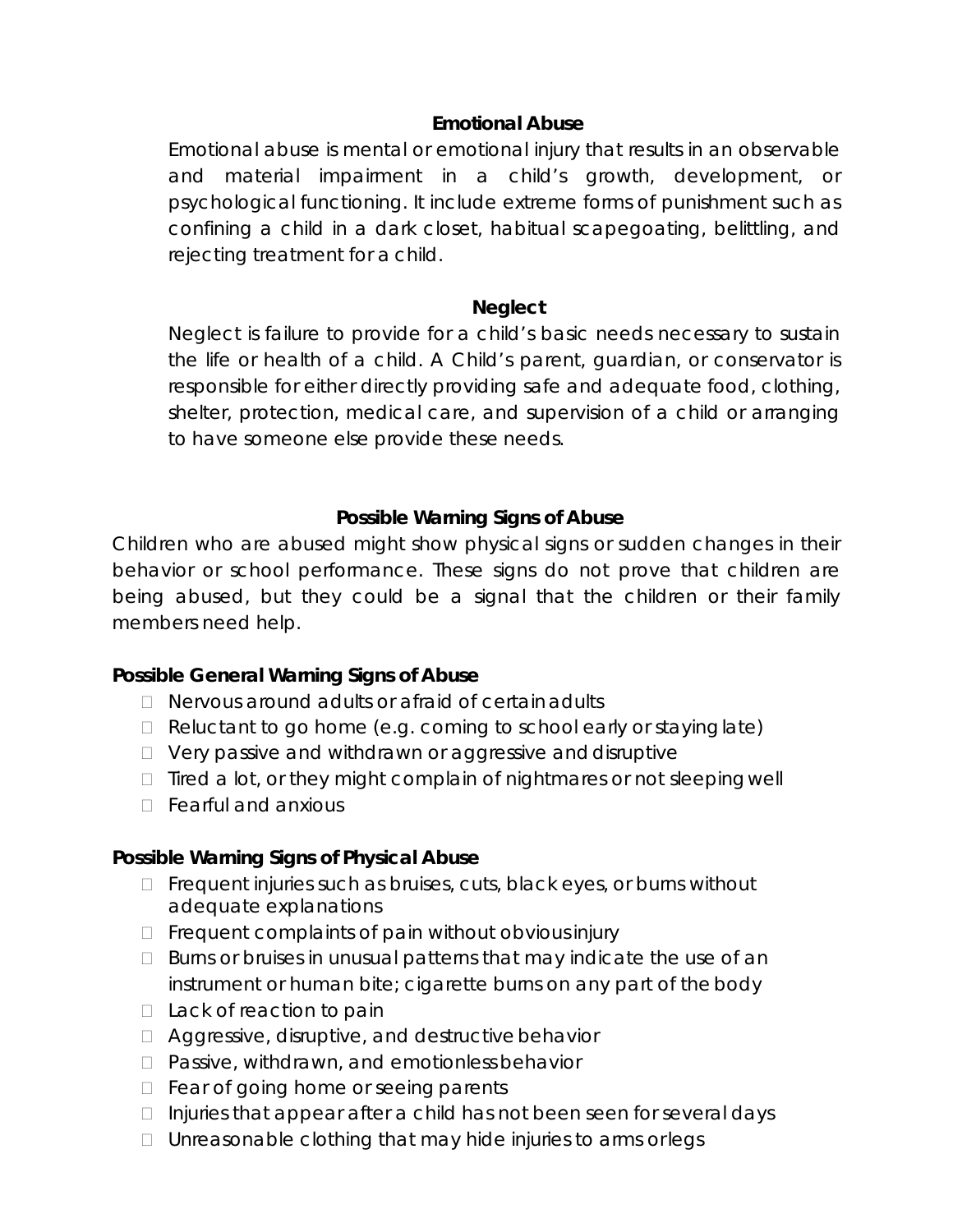### Emotional Abuse

Emotional abuse is mental or emotional injury that results in an observable and material impairment in a child's growth, development, or psychological functioning. It include extreme forms of punishment such as confining a child in a dark closet, habitual scapegoating, belittling, and rejecting treatment for a child.

### Neglect

Neglect is failure to provide for a child's basic needs necessary to sustain the life or health of a child. A Child's parent, guardian, or conservator is responsible for either directly providing safe and adequate food, clothing, shelter, protection, medical care, and supervision of a child or arranging to have someone else provide these needs.

## Possible Warning Signs of Abuse

Children who are abused might show physical signs or sudden changes in their behavior or school performance. These signs do not prove that children are being abused, but they could be a signal that the children or their family members need help.

**Possible General Warning Signs of Abuse**

- Nervous around adults or afraid of certain adults
- Reluctant to go home (e.g. coming to school early or staying late)
- Very passive and withdrawn or aggressive and disruptive
- Tired a lot, or they might complain of nightmares or not sleeping well
- Fearful and anxious

**Possible Warning Signs of Physical Abuse**

- Frequent injuries such as bruises, cuts, black eyes, or burns without adequate explanations
- Frequent complaints of pain without obvious injury
- Burns or bruises in unusual patterns that may indicate the use of an instrument or human bite; cigarette burns on any part of the body
- Lack of reaction to pain
- Aggressive, disruptive, and destructive behavior
- Passive, withdrawn, and emotionless behavior
- Fear of going home or seeing parents
- Injuries that appear after a child has not been seen for several days
- Unreasonable clothing that may hide injuries to arms or legs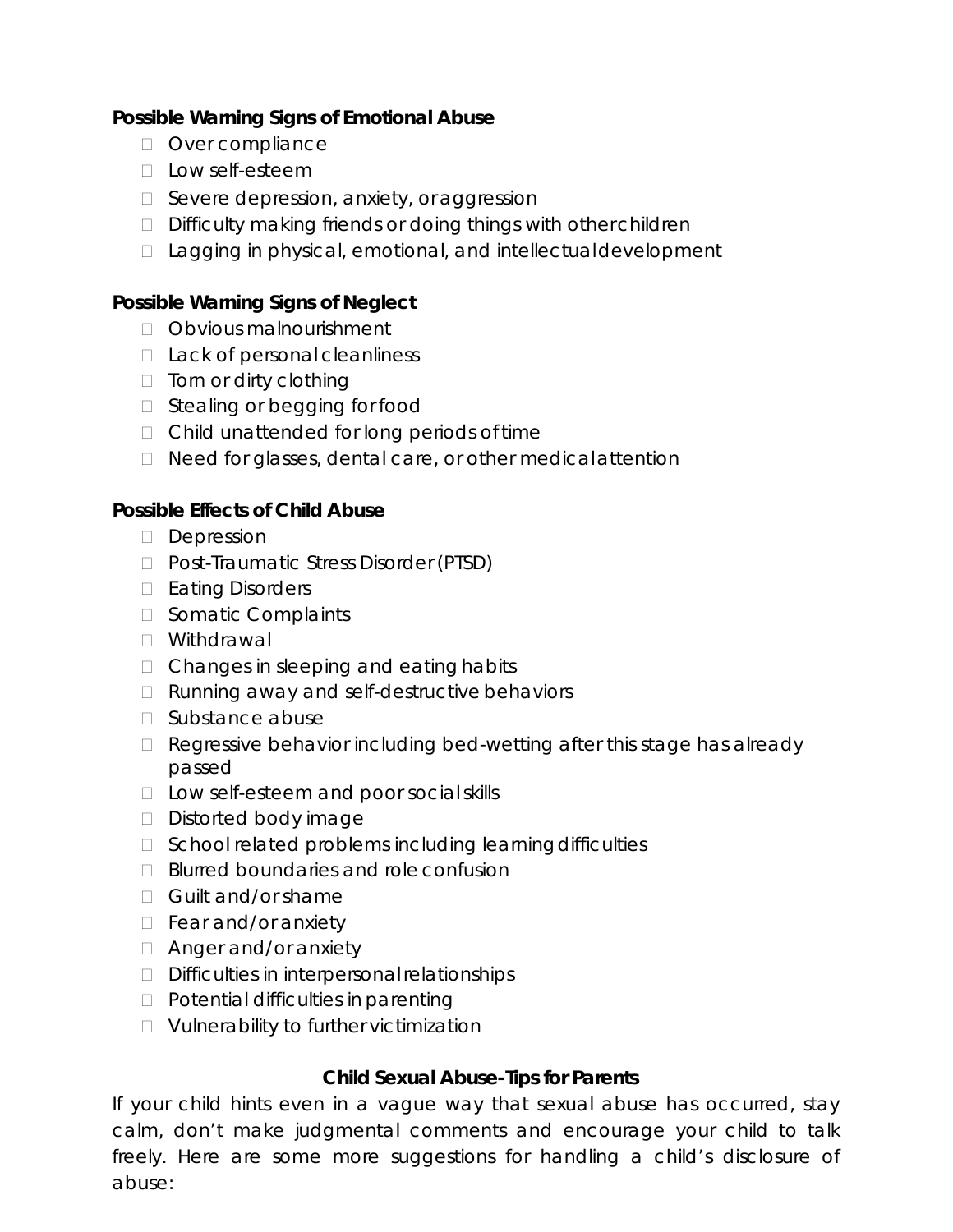**Possible Warning Signs of Emotional Abuse**

- Over compliance
- Low self-esteem
- Severe depression, anxiety, or aggression
- Difficulty making friends or doing things with other children
- Lagging in physical, emotional, and intellectual development

**Possible Warning Signs of Neglect**

- Obvious malnourishment
- Lack of personal cleanliness
- Torn or dirty clothing
- Stealing or begging for food
- Child unattended for long periods of time
- Need for glasses, dental care, or other medical attention

**Possible Effects of Child Abuse**

- Depression
- Post-Traumatic Stress Disorder (PTSD)
- Eating Disorders
- Somatic Complaints
- Withdrawal
- Changes in sleeping and eating habits
- Running away and self-destructive behaviors
- Substance abuse
- Regressive behavior including bed-wetting after this stage has already passed
- Low self-esteem and poor social skills
- Distorted body image
- School related problems including learning difficulties
- Blurred boundaries and role confusion
- Guilt and/or shame
- Fear and/or anxiety
- Anger and/or anxiety
- Difficulties in interpersonal relationships
- Potential difficulties in parenting
- Vulnerability to further victimization

**Child Sexual Abuse-Tips for Parents**

If your child hints even in a vague way that sexual abuse has occurred, stay calm, don't make judgmental comments and encourage your child to talk freely. Here are some more suggestions for handling a child's disclosure of abuse: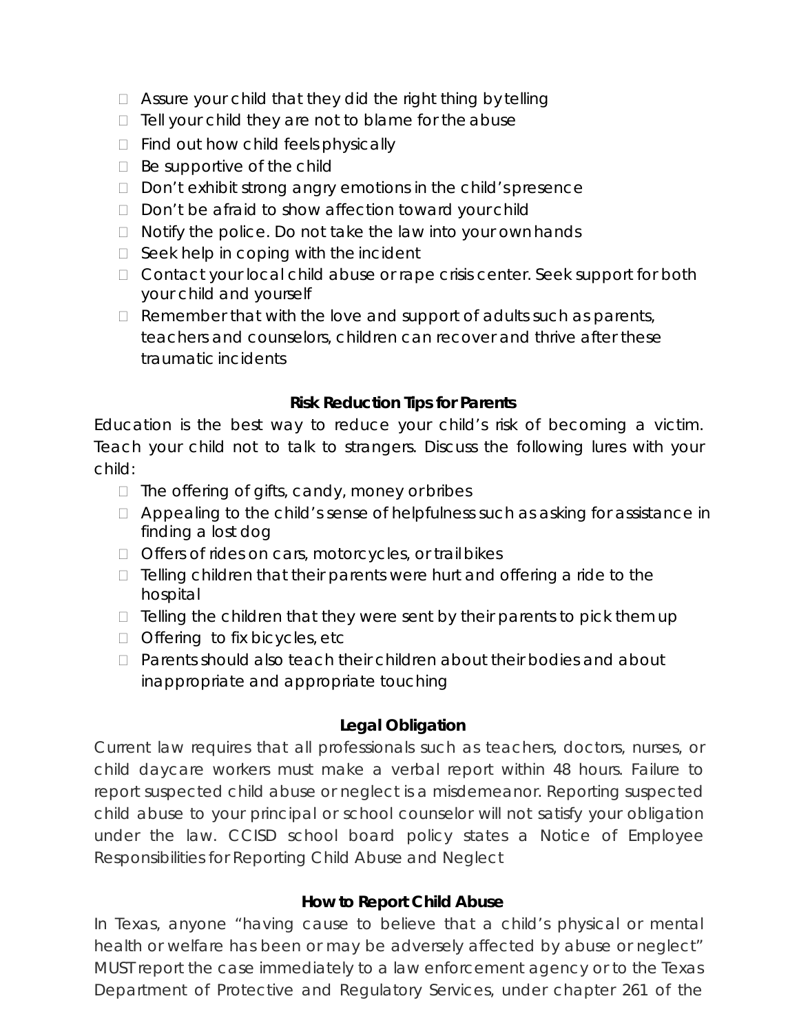- Assure your child that they did the right thing by telling
- Tell your child they are not to blame for the abuse
- Find out how child feels physically
- Be supportive of the child
- Don't exhibit strong angry emotions in the child's presence
- Don't be afraid to show affection toward your child
- Notify the police. Do not take the law into your own hands
- Seek help in coping with the incident
- Contact your local child abuse or rape crisis center. Seek support for both your child and yourself
- Remember that with the love and support of adults such as parents, teachers and counselors, children can recover and thrive after these traumatic incidents

### Risk Reduction Tips for Parents

Education is the best way to reduce your child's risk of becoming a victim. Teach your child not to talk to strangers. Discuss the following lures with your child:

- The offering of gifts, candy, money or bribes
- Appealing to the child's sense of helpfulness such as asking for assistance in finding a lost dog
- Offers of rides on cars, motorcycles, or trail bikes
- Telling children that their parents were hurt and offering a ride to the hospital
- Telling the children that they were sent by their parents to pick them up
- Offering to fix bicycles, etc
- Parents should also teach their children about their bodies and about inappropriate and appropriate touching

### Legal Obligation

Current law requires that all professionals such as teachers, doctors, nurses, or child daycare workers must make a verbal report within 48 hours. Failure to report suspected child abuse or neglect is a misdemeanor. Reporting suspected child abuse to your principal or school counselor will not satisfy your obligation under the law. CCISD school board policy states a Notice of Employee Responsibilities for Reporting Child Abuse and Neglect

### How to Report Child Abuse

In Texas, anyone "having cause to believe that a child's physical or mental health or welfare has been or may be adversely affected by abuse or neglect" MUST report the case immediately to a law enforcement agency or to the Texas Department of Protective and Regulatory Services, under chapter 261 of the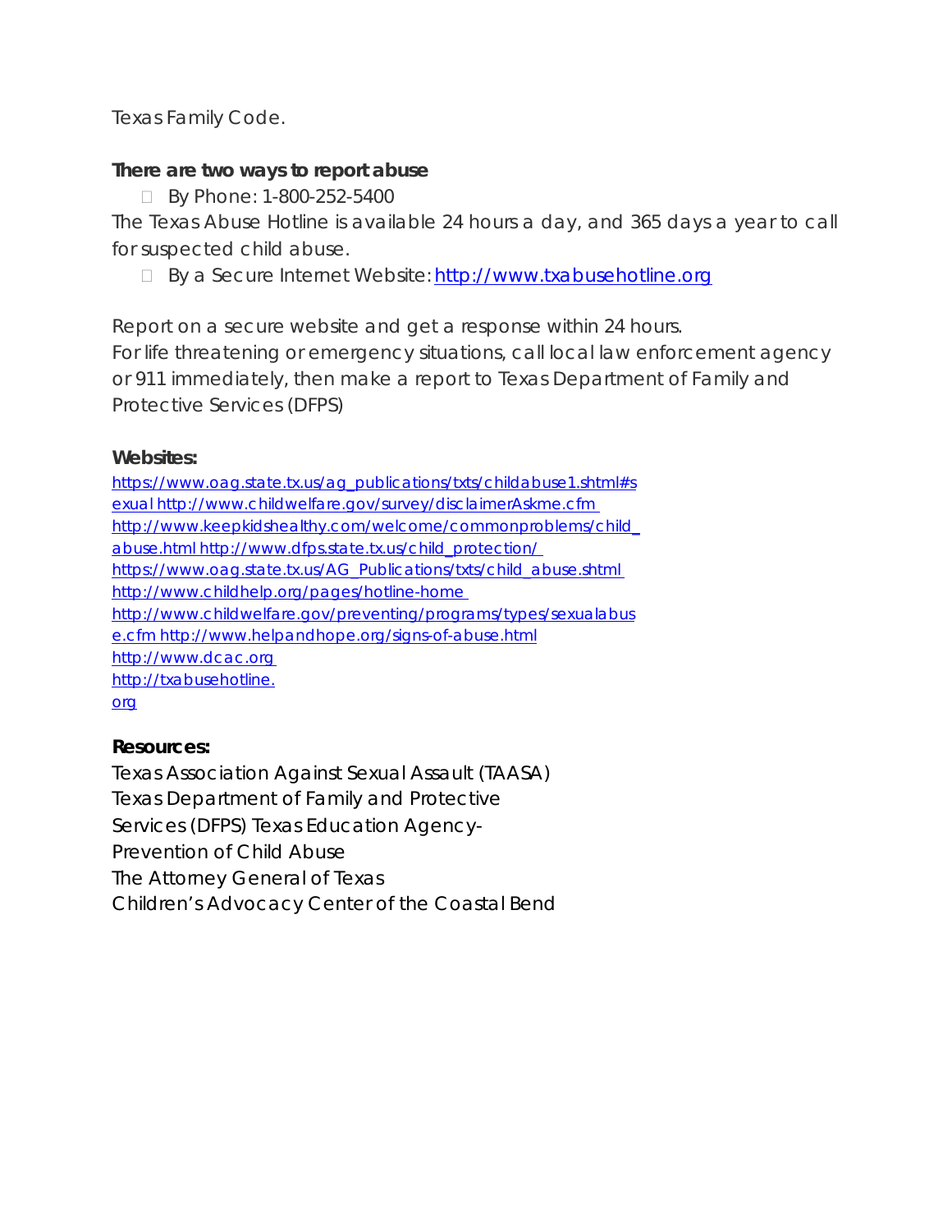Texas Family Code.

**There are two ways to report abuse**

- By Phone: 1-800-252-5400

The Texas Abuse Hotline is available 24 hours a day, and 365 days a year to call for suspected child abuse.

- By a Secure Internet Website: http://www.txabusehotline.org

Report on a secure website and get a response within 24 hours.
For life threatening or emergency situations, call local law enforcement agency or 911 immediately, then make a report to Texas Department of Family and Protective Services (DFPS)

**Websites:**

https://www.oag.state.tx.us/ag_publications/txts/childabuse1.shtml#sexual
http://www.childwelfare.gov/survey/disclaimerAskme.cfm
http://www.keepkidshealthy.com/welcome/commonproblems/child_abuse.html
http://www.dfps.state.tx.us/child_protection/
https://www.oag.state.tx.us/AG_Publications/txts/child_abuse.shtml
http://www.childhelp.org/pages/hotline-home
http://www.childwelfare.gov/preventing/programs/types/sexualabuse.cfm
http://www.helpandhope.org/signs-of-abuse.html
http://www.dcac.org
http://txabusehotline.org

**Resources:**

Texas Association Against Sexual Assault (TAASA)
Texas Department of Family and Protective Services (DFPS)
Texas Education Agency-Prevention of Child Abuse
The Attorney General of Texas
Children's Advocacy Center of the Coastal Bend